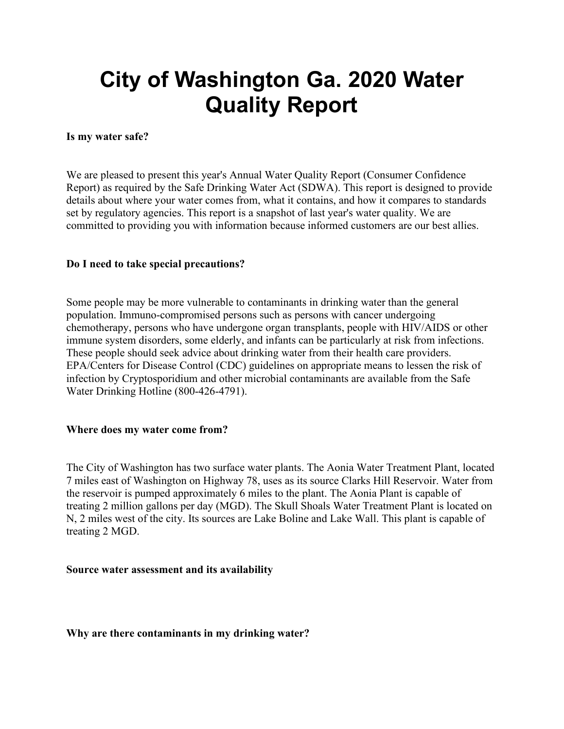# City of Washington Ga. 2020 Water Quality Report

**Is my water safe?**

We are pleased to present this year's Annual Water Quality Report (Consumer Confidence Report) as required by the Safe Drinking Water Act (SDWA). This report is designed to provide details about where your water comes from, what it contains, and how it compares to standards set by regulatory agencies. This report is a snapshot of last year's water quality. We are committed to providing you with information because informed customers are our best allies.

**Do I need to take special precautions?**

Some people may be more vulnerable to contaminants in drinking water than the general population. Immuno-compromised persons such as persons with cancer undergoing chemotherapy, persons who have undergone organ transplants, people with HIV/AIDS or other immune system disorders, some elderly, and infants can be particularly at risk from infections. These people should seek advice about drinking water from their health care providers. EPA/Centers for Disease Control (CDC) guidelines on appropriate means to lessen the risk of infection by Cryptosporidium and other microbial contaminants are available from the Safe Water Drinking Hotline (800-426-4791).

**Where does my water come from?**

The City of Washington has two surface water plants. The Aonia Water Treatment Plant, located 7 miles east of Washington on Highway 78, uses as its source Clarks Hill Reservoir. Water from the reservoir is pumped approximately 6 miles to the plant. The Aonia Plant is capable of treating 2 million gallons per day (MGD). The Skull Shoals Water Treatment Plant is located on N, 2 miles west of the city. Its sources are Lake Boline and Lake Wall. This plant is capable of treating 2 MGD.

**Source water assessment and its availability**

**Why are there contaminants in my drinking water?**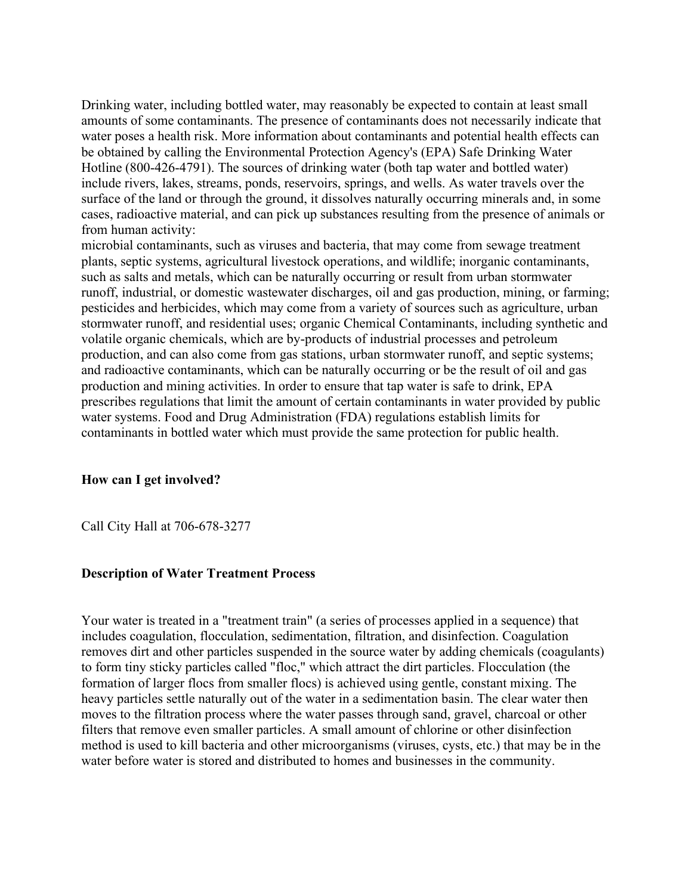Drinking water, including bottled water, may reasonably be expected to contain at least small amounts of some contaminants. The presence of contaminants does not necessarily indicate that water poses a health risk. More information about contaminants and potential health effects can be obtained by calling the Environmental Protection Agency's (EPA) Safe Drinking Water Hotline (800-426-4791). The sources of drinking water (both tap water and bottled water) include rivers, lakes, streams, ponds, reservoirs, springs, and wells. As water travels over the surface of the land or through the ground, it dissolves naturally occurring minerals and, in some cases, radioactive material, and can pick up substances resulting from the presence of animals or from human activity:
microbial contaminants, such as viruses and bacteria, that may come from sewage treatment plants, septic systems, agricultural livestock operations, and wildlife; inorganic contaminants, such as salts and metals, which can be naturally occurring or result from urban stormwater runoff, industrial, or domestic wastewater discharges, oil and gas production, mining, or farming; pesticides and herbicides, which may come from a variety of sources such as agriculture, urban stormwater runoff, and residential uses; organic Chemical Contaminants, including synthetic and volatile organic chemicals, which are by-products of industrial processes and petroleum production, and can also come from gas stations, urban stormwater runoff, and septic systems; and radioactive contaminants, which can be naturally occurring or be the result of oil and gas production and mining activities. In order to ensure that tap water is safe to drink, EPA prescribes regulations that limit the amount of certain contaminants in water provided by public water systems. Food and Drug Administration (FDA) regulations establish limits for contaminants in bottled water which must provide the same protection for public health.

**How can I get involved?**

Call City Hall at 706-678-3277

**Description of Water Treatment Process**

Your water is treated in a "treatment train" (a series of processes applied in a sequence) that includes coagulation, flocculation, sedimentation, filtration, and disinfection. Coagulation removes dirt and other particles suspended in the source water by adding chemicals (coagulants) to form tiny sticky particles called "floc," which attract the dirt particles. Flocculation (the formation of larger flocs from smaller flocs) is achieved using gentle, constant mixing. The heavy particles settle naturally out of the water in a sedimentation basin. The clear water then moves to the filtration process where the water passes through sand, gravel, charcoal or other filters that remove even smaller particles. A small amount of chlorine or other disinfection method is used to kill bacteria and other microorganisms (viruses, cysts, etc.) that may be in the water before water is stored and distributed to homes and businesses in the community.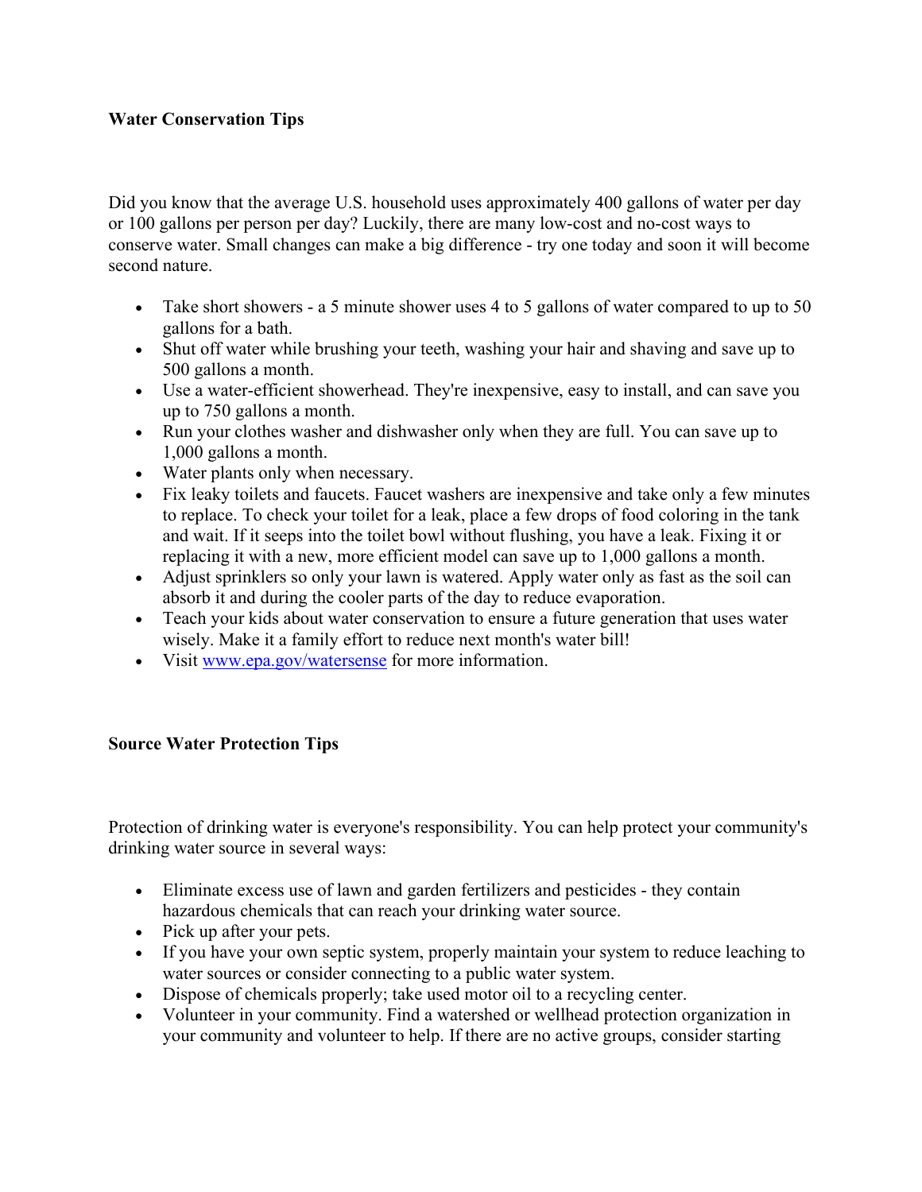**Water Conservation Tips**

Did you know that the average U.S. household uses approximately 400 gallons of water per day or 100 gallons per person per day? Luckily, there are many low-cost and no-cost ways to conserve water. Small changes can make a big difference - try one today and soon it will become second nature.

- Take short showers - a 5 minute shower uses 4 to 5 gallons of water compared to up to 50 gallons for a bath.
- Shut off water while brushing your teeth, washing your hair and shaving and save up to 500 gallons a month.
- Use a water-efficient showerhead. They're inexpensive, easy to install, and can save you up to 750 gallons a month.
- Run your clothes washer and dishwasher only when they are full. You can save up to 1,000 gallons a month.
- Water plants only when necessary.
- Fix leaky toilets and faucets. Faucet washers are inexpensive and take only a few minutes to replace. To check your toilet for a leak, place a few drops of food coloring in the tank and wait. If it seeps into the toilet bowl without flushing, you have a leak. Fixing it or replacing it with a new, more efficient model can save up to 1,000 gallons a month.
- Adjust sprinklers so only your lawn is watered. Apply water only as fast as the soil can absorb it and during the cooler parts of the day to reduce evaporation.
- Teach your kids about water conservation to ensure a future generation that uses water wisely. Make it a family effort to reduce next month's water bill!
- Visit [www.epa.gov/watersense](http://www.epa.gov/watersense) for more information.

**Source Water Protection Tips**

Protection of drinking water is everyone's responsibility. You can help protect your community's drinking water source in several ways:

- Eliminate excess use of lawn and garden fertilizers and pesticides - they contain hazardous chemicals that can reach your drinking water source.
- Pick up after your pets.
- If you have your own septic system, properly maintain your system to reduce leaching to water sources or consider connecting to a public water system.
- Dispose of chemicals properly; take used motor oil to a recycling center.
- Volunteer in your community. Find a watershed or wellhead protection organization in your community and volunteer to help. If there are no active groups, consider starting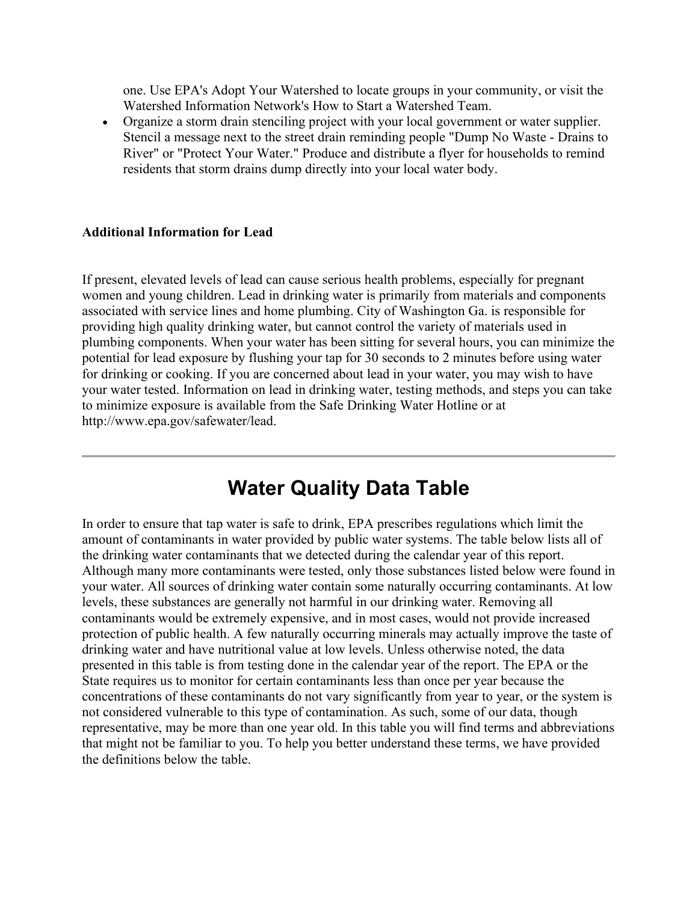one. Use EPA's Adopt Your Watershed to locate groups in your community, or visit the Watershed Information Network's How to Start a Watershed Team.

- Organize a storm drain stenciling project with your local government or water supplier. Stencil a message next to the street drain reminding people "Dump No Waste - Drains to River" or "Protect Your Water." Produce and distribute a flyer for households to remind residents that storm drains dump directly into your local water body.

**Additional Information for Lead**

If present, elevated levels of lead can cause serious health problems, especially for pregnant women and young children. Lead in drinking water is primarily from materials and components associated with service lines and home plumbing. City of Washington Ga. is responsible for providing high quality drinking water, but cannot control the variety of materials used in plumbing components. When your water has been sitting for several hours, you can minimize the potential for lead exposure by flushing your tap for 30 seconds to 2 minutes before using water for drinking or cooking. If you are concerned about lead in your water, you may wish to have your water tested. Information on lead in drinking water, testing methods, and steps you can take to minimize exposure is available from the Safe Drinking Water Hotline or at http://www.epa.gov/safewater/lead.

---

# Water Quality Data Table

In order to ensure that tap water is safe to drink, EPA prescribes regulations which limit the amount of contaminants in water provided by public water systems. The table below lists all of the drinking water contaminants that we detected during the calendar year of this report. Although many more contaminants were tested, only those substances listed below were found in your water. All sources of drinking water contain some naturally occurring contaminants. At low levels, these substances are generally not harmful in our drinking water. Removing all contaminants would be extremely expensive, and in most cases, would not provide increased protection of public health. A few naturally occurring minerals may actually improve the taste of drinking water and have nutritional value at low levels. Unless otherwise noted, the data presented in this table is from testing done in the calendar year of the report. The EPA or the State requires us to monitor for certain contaminants less than once per year because the concentrations of these contaminants do not vary significantly from year to year, or the system is not considered vulnerable to this type of contamination. As such, some of our data, though representative, may be more than one year old. In this table you will find terms and abbreviations that might not be familiar to you. To help you better understand these terms, we have provided the definitions below the table.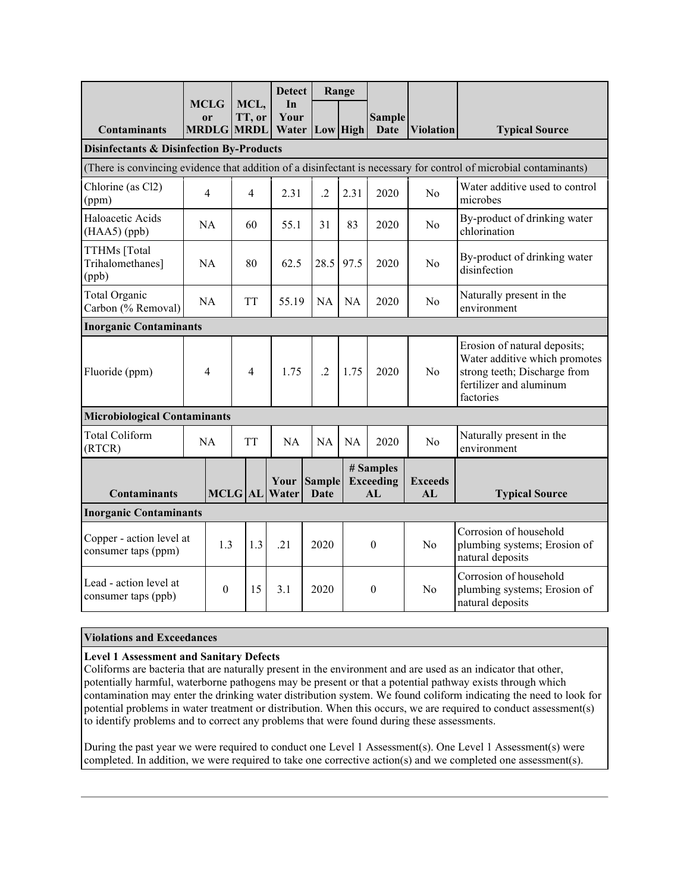| Contaminants | MCLG or MRDLG | MCL, TT, or MRDL | Detect In Your Water | Range Low | Range High | Sample Date | Violation | Typical Source |
|---|---|---|---|---|---|---|---|---|
| **Disinfectants & Disinfection By-Products** | | | | | | | | |
| (There is convincing evidence that addition of a disinfectant is necessary for control of microbial contaminants) | | | | | | | | |
| Chlorine (as Cl2) (ppm) | 4 | 4 | 2.31 | .2 | 2.31 | 2020 | No | Water additive used to control microbes |
| Haloacetic Acids (HAA5) (ppb) | NA | 60 | 55.1 | 31 | 83 | 2020 | No | By-product of drinking water chlorination |
| TTHMs [Total Trihalomethanes] (ppb) | NA | 80 | 62.5 | 28.5 | 97.5 | 2020 | No | By-product of drinking water disinfection |
| Total Organic Carbon (% Removal) | NA | TT | 55.19 | NA | NA | 2020 | No | Naturally present in the environment |
| **Inorganic Contaminants** | | | | | | | | |
| Fluoride (ppm) | 4 | 4 | 1.75 | .2 | 1.75 | 2020 | No | Erosion of natural deposits; Water additive which promotes strong teeth; Discharge from fertilizer and aluminum factories |
| **Microbiological Contaminants** | | | | | | | | |
| Total Coliform (RTCR) | NA | TT | NA | NA | NA | 2020 | No | Naturally present in the environment |

| Contaminants | MCLG | AL | Your Water | Sample Date | # Samples Exceeding AL | Exceeds AL | Typical Source |
|---|---|---|---|---|---|---|---|
| **Inorganic Contaminants** | | | | | | | |
| Copper - action level at consumer taps (ppm) | 1.3 | 1.3 | .21 | 2020 | 0 | No | Corrosion of household plumbing systems; Erosion of natural deposits |
| Lead - action level at consumer taps (ppb) | 0 | 15 | 3.1 | 2020 | 0 | No | Corrosion of household plumbing systems; Erosion of natural deposits |

**Violations and Exceedances**

**Level 1 Assessment and Sanitary Defects**

Coliforms are bacteria that are naturally present in the environment and are used as an indicator that other, potentially harmful, waterborne pathogens may be present or that a potential pathway exists through which contamination may enter the drinking water distribution system. We found coliform indicating the need to look for potential problems in water treatment or distribution. When this occurs, we are required to conduct assessment(s) to identify problems and to correct any problems that were found during these assessments.

During the past year we were required to conduct one Level 1 Assessment(s). One Level 1 Assessment(s) were completed. In addition, we were required to take one corrective action(s) and we completed one assessment(s).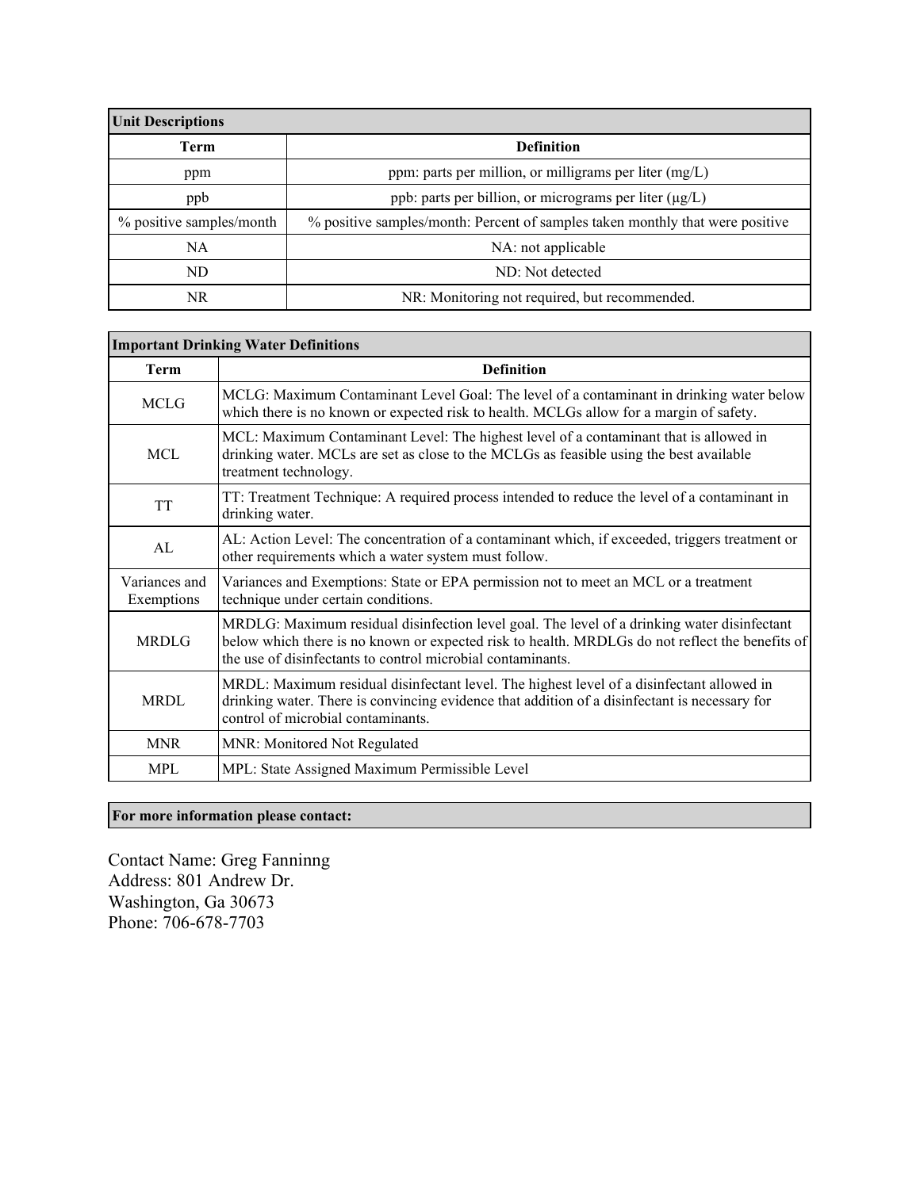| Unit Descriptions | |
|---|---|
| **Term** | **Definition** |
| ppm | ppm: parts per million, or milligrams per liter (mg/L) |
| ppb | ppb: parts per billion, or micrograms per liter (μg/L) |
| % positive samples/month | % positive samples/month: Percent of samples taken monthly that were positive |
| NA | NA: not applicable |
| ND | ND: Not detected |
| NR | NR: Monitoring not required, but recommended. |

| Important Drinking Water Definitions | |
|---|---|
| **Term** | **Definition** |
| MCLG | MCLG: Maximum Contaminant Level Goal: The level of a contaminant in drinking water below which there is no known or expected risk to health. MCLGs allow for a margin of safety. |
| MCL | MCL: Maximum Contaminant Level: The highest level of a contaminant that is allowed in drinking water. MCLs are set as close to the MCLGs as feasible using the best available treatment technology. |
| TT | TT: Treatment Technique: A required process intended to reduce the level of a contaminant in drinking water. |
| AL | AL: Action Level: The concentration of a contaminant which, if exceeded, triggers treatment or other requirements which a water system must follow. |
| Variances and Exemptions | Variances and Exemptions: State or EPA permission not to meet an MCL or a treatment technique under certain conditions. |
| MRDLG | MRDLG: Maximum residual disinfection level goal. The level of a drinking water disinfectant below which there is no known or expected risk to health. MRDLGs do not reflect the benefits of the use of disinfectants to control microbial contaminants. |
| MRDL | MRDL: Maximum residual disinfectant level. The highest level of a disinfectant allowed in drinking water. There is convincing evidence that addition of a disinfectant is necessary for control of microbial contaminants. |
| MNR | MNR: Monitored Not Regulated |
| MPL | MPL: State Assigned Maximum Permissible Level |

**For more information please contact:**

Contact Name: Greg Fanninng
Address: 801 Andrew Dr.
Washington, Ga 30673
Phone: 706-678-7703